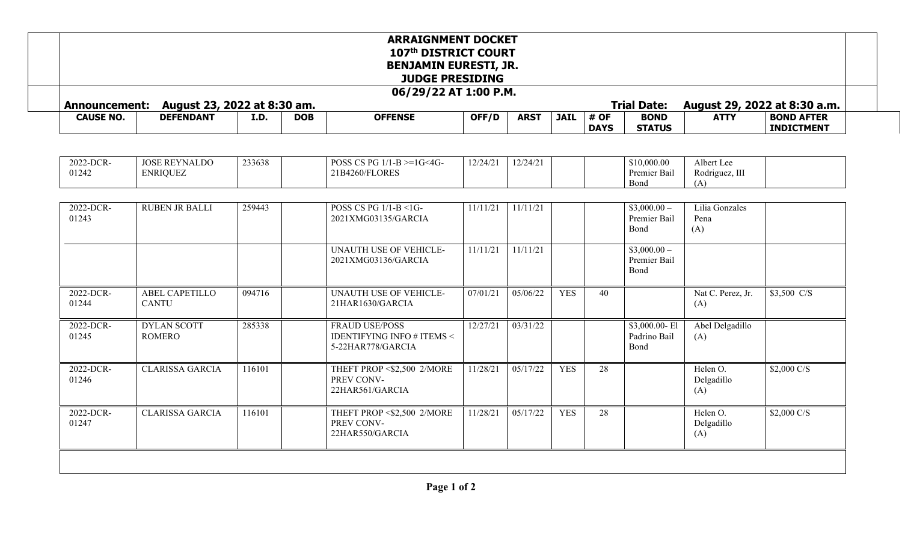# ARRAIGNMENT DOCKET

## 107th DISTRICT COURT

## BENJAMIN EURESTI, JR.

## JUDGE PRESIDING

## 06/29/22 AT 1:00 P.M.

**Announcement: August 23, 2022 at 8:30 am.** **Trial Date: August 29, 2022 at 8:30 a.m.**

| CAUSE NO. | DEFENDANT | I.D. | DOB | OFFENSE | OFF/D | ARST | JAIL | # OF DAYS | BOND STATUS | ATTY | BOND AFTER INDICTMENT |
|---|---|---|---|---|---|---|---|---|---|---|---|
| 2022-DCR-01242 | JOSE REYNALDO ENRIQUEZ | 233638 | | POSS CS PG 1/1-B >=1G<4G-21B4260/FLORES | 12/24/21 | 12/24/21 | | | $10,000.00 Premier Bail Bond | Albert Lee Rodriguez, III (A) | |
| 2022-DCR-01243 | RUBEN JR BALLI | 259443 | | POSS CS PG 1/1-B <1G-2021XMG03135/GARCIA | 11/11/21 | 11/11/21 | | | $3,000.00 – Premier Bail Bond | Lilia Gonzales Pena (A) | |
| | | | | UNAUTH USE OF VEHICLE-2021XMG03136/GARCIA | 11/11/21 | 11/11/21 | | | $3,000.00 – Premier Bail Bond | | |
| 2022-DCR-01244 | ABEL CAPETILLO CANTU | 094716 | | UNAUTH USE OF VEHICLE-21HAR1630/GARCIA | 07/01/21 | 05/06/22 | YES | 40 | | Nat C. Perez, Jr. (A) | $3,500 C/S |
| 2022-DCR-01245 | DYLAN SCOTT ROMERO | 285338 | | FRAUD USE/POSS IDENTIFYING INFO # ITEMS < 5-22HAR778/GARCIA | 12/27/21 | 03/31/22 | | | $3,000.00- El Padrino Bail Bond | Abel Delgadillo (A) | |
| 2022-DCR-01246 | CLARISSA GARCIA | 116101 | | THEFT PROP <$2,500 2/MORE PREV CONV-22HAR561/GARCIA | 11/28/21 | 05/17/22 | YES | 28 | | Helen O. Delgadillo (A) | $2,000 C/S |
| 2022-DCR-01247 | CLARISSA GARCIA | 116101 | | THEFT PROP <$2,500 2/MORE PREV CONV-22HAR550/GARCIA | 11/28/21 | 05/17/22 | YES | 28 | | Helen O. Delgadillo (A) | $2,000 C/S |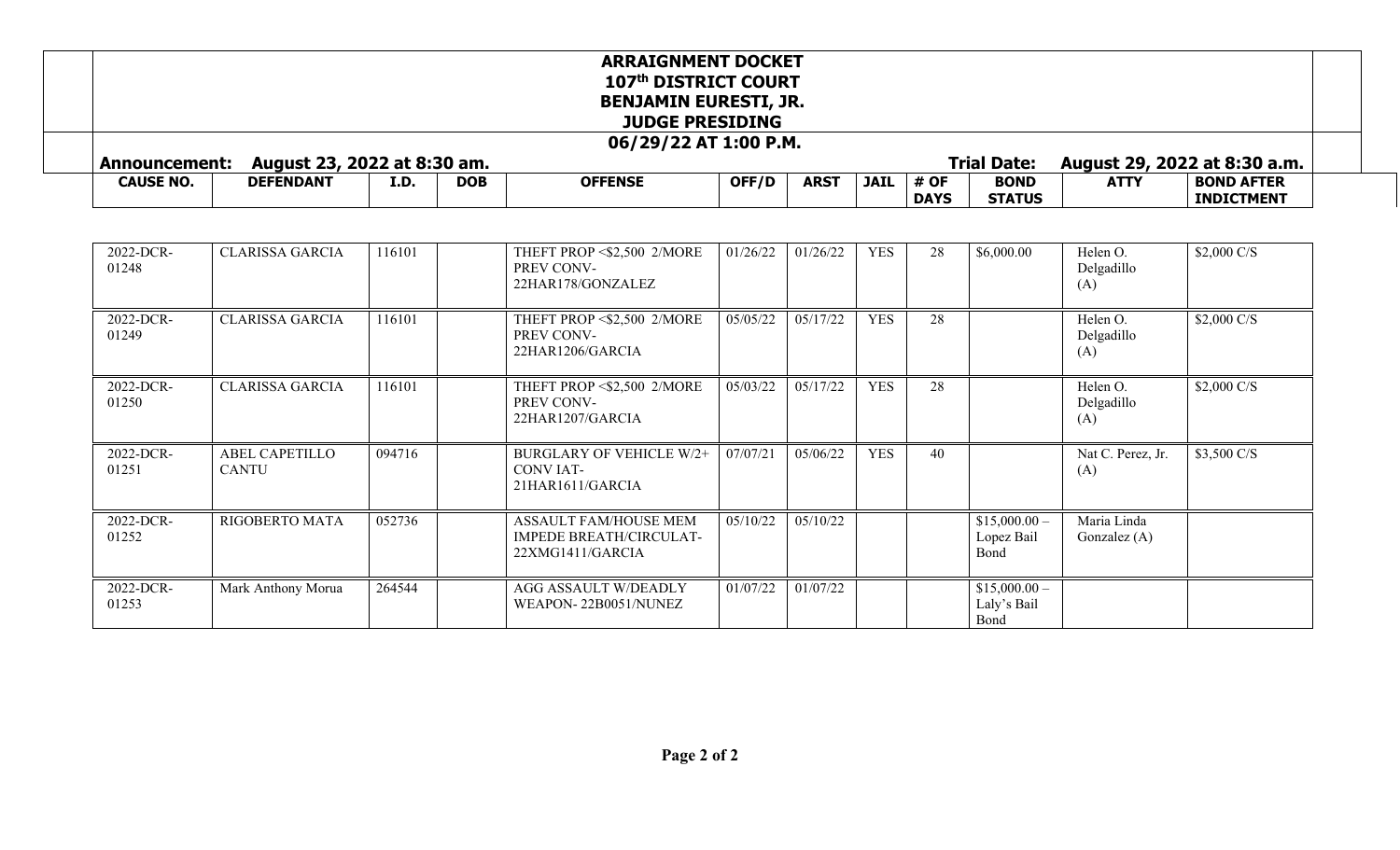# ARRAIGNMENT DOCKET
## 107th DISTRICT COURT
## BENJAMIN EURESTI, JR.
## JUDGE PRESIDING
## 06/29/22 AT 1:00 P.M.

**Announcement: August 23, 2022 at 8:30 am.** **Trial Date: August 29, 2022 at 8:30 a.m.**

| CAUSE NO. | DEFENDANT | I.D. | DOB | OFFENSE | OFF/D | ARST | JAIL | # OF DAYS | BOND STATUS | ATTY | BOND AFTER INDICTMENT |
|---|---|---|---|---|---|---|---|---|---|---|---|
| 2022-DCR-01248 | CLARISSA GARCIA | 116101 | | THEFT PROP <$2,500 2/MORE PREV CONV-22HAR178/GONZALEZ | 01/26/22 | 01/26/22 | YES | 28 | $6,000.00 | Helen O. Delgadillo (A) | $2,000 C/S |
| 2022-DCR-01249 | CLARISSA GARCIA | 116101 | | THEFT PROP <$2,500 2/MORE PREV CONV-22HAR1206/GARCIA | 05/05/22 | 05/17/22 | YES | 28 | | Helen O. Delgadillo (A) | $2,000 C/S |
| 2022-DCR-01250 | CLARISSA GARCIA | 116101 | | THEFT PROP <$2,500 2/MORE PREV CONV-22HAR1207/GARCIA | 05/03/22 | 05/17/22 | YES | 28 | | Helen O. Delgadillo (A) | $2,000 C/S |
| 2022-DCR-01251 | ABEL CAPETILLO CANTU | 094716 | | BURGLARY OF VEHICLE W/2+ CONV IAT-21HAR1611/GARCIA | 07/07/21 | 05/06/22 | YES | 40 | | Nat C. Perez, Jr. (A) | $3,500 C/S |
| 2022-DCR-01252 | RIGOBERTO MATA | 052736 | | ASSAULT FAM/HOUSE MEM IMPEDE BREATH/CIRCULAT-22XMG1411/GARCIA | 05/10/22 | 05/10/22 | | | $15,000.00 – Lopez Bail Bond | Maria Linda Gonzalez (A) | |
| 2022-DCR-01253 | Mark Anthony Morua | 264544 | | AGG ASSAULT W/DEADLY WEAPON- 22B0051/NUNEZ | 01/07/22 | 01/07/22 | | | $15,000.00 – Laly's Bail Bond | | |